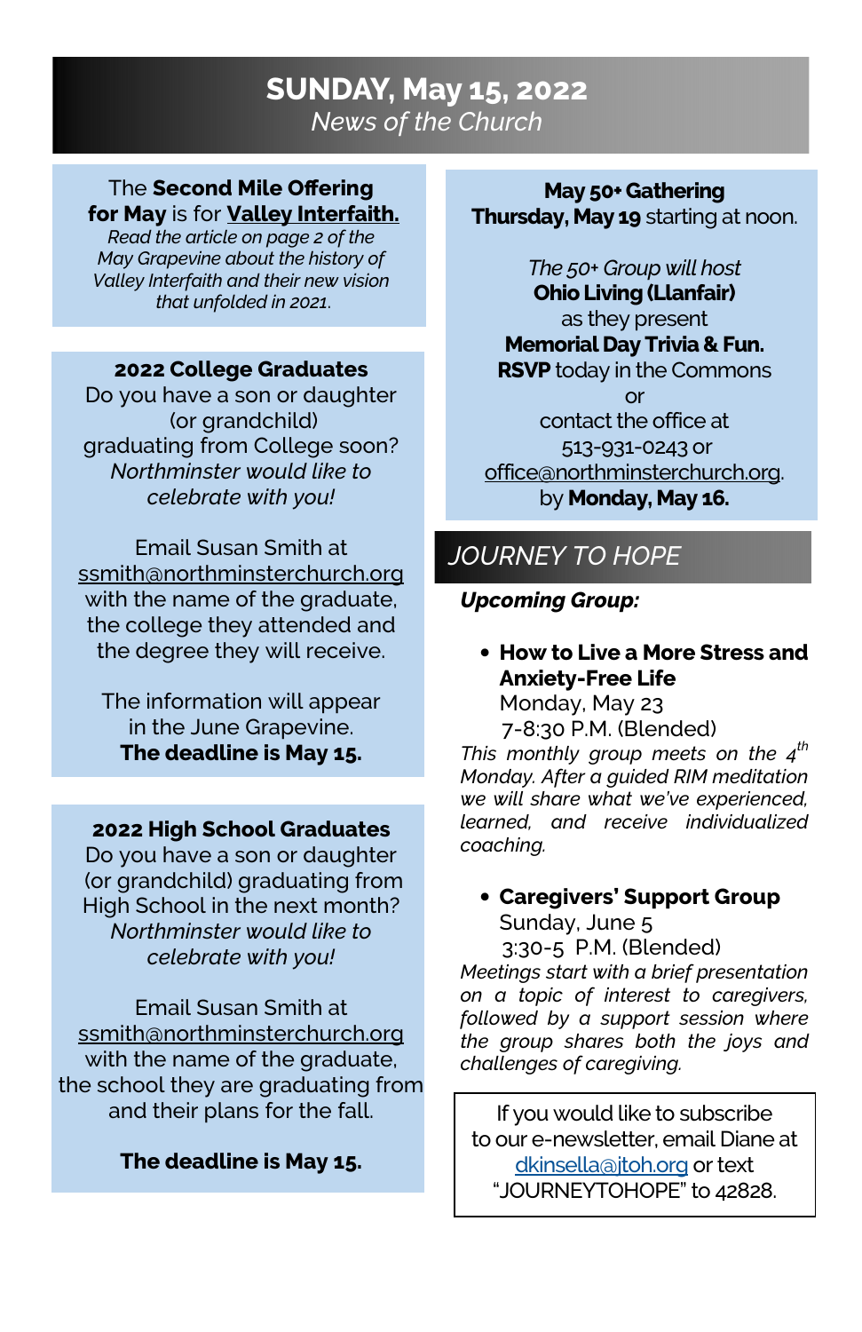# SUNDAY, May 15, 2022

*News of the Church*

The **Second Mile Offering for May** is for **Valley Interfaith.**

*Read the article on page 2 of the May Grapevine about the history of Valley Interfaith and their new vision that unfolded in 2021.*

**2022 College Graduates**

Do you have a son or daughter (or grandchild) graduating from College soon?

*Northminster would like to celebrate with you!*

Email Susan Smith at ssmith@northminsterchurch.org with the name of the graduate, the college they attended and the degree they will receive.

The information will appear in the June Grapevine.

**The deadline is May 15.**

**2022 High School Graduates**

Do you have a son or daughter (or grandchild) graduating from High School in the next month?

*Northminster would like to celebrate with you!*

Email Susan Smith at ssmith@northminsterchurch.org with the name of the graduate, the school they are graduating from and their plans for the fall.

**The deadline is May 15.**

**May 50+ Gathering**

**Thursday, May 19** starting at noon.

*The 50+ Group will host* **Ohio Living (Llanfair)** as they present **Memorial Day Trivia & Fun.**

**RSVP** today in the Commons or contact the office at 513-931-0243 or office@northminsterchurch.org. by **Monday, May 16.**

## JOURNEY TO HOPE

***Upcoming Group:***

- **How to Live a More Stress and Anxiety-Free Life**
  Monday, May 23
  7-8:30 P.M. (Blended)

*This monthly group meets on the 4th Monday. After a guided RIM meditation we will share what we've experienced, learned, and receive individualized coaching.*

- **Caregivers' Support Group**
  Sunday, June 5
  3:30-5 P.M. (Blended)

*Meetings start with a brief presentation on a topic of interest to caregivers, followed by a support session where the group shares both the joys and challenges of caregiving.*

If you would like to subscribe to our e-newsletter, email Diane at dkinsella@jtoh.org or text "JOURNEYTOHOPE" to 42828.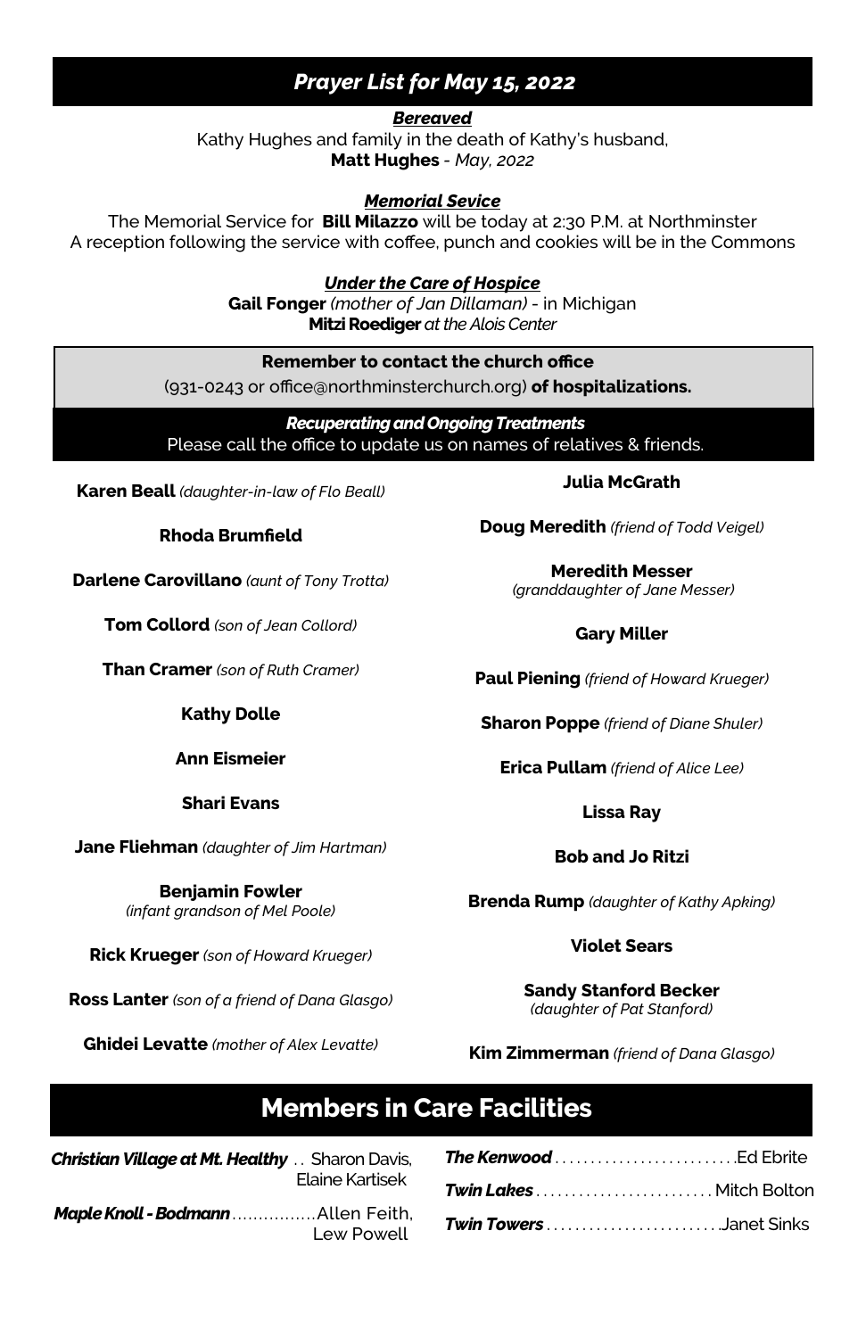# *Prayer List for May 15, 2022*

***Bereaved***

Kathy Hughes and family in the death of Kathy's husband,
**Matt Hughes** - *May, 2022*

***Memorial Sevice***

The Memorial Service for **Bill Milazzo** will be today at 2:30 P.M. at Northminster
A reception following the service with coffee, punch and cookies will be in the Commons

***Under the Care of Hospice***

**Gail Fonger** *(mother of Jan Dillaman)* - in Michigan
**Mitzi Roediger** *at the Alois Center*

**Remember to contact the church office**
(931-0243 or office@northminsterchurch.org) **of hospitalizations.**

***Recuperating and Ongoing Treatments***

Please call the office to update us on names of relatives & friends.

**Karen Beall** *(daughter-in-law of Flo Beall)*

**Rhoda Brumfield**

**Darlene Carovillano** *(aunt of Tony Trotta)*

**Tom Collord** *(son of Jean Collord)*

**Than Cramer** *(son of Ruth Cramer)*

**Kathy Dolle**

**Ann Eismeier**

**Shari Evans**

**Jane Fliehman** *(daughter of Jim Hartman)*

**Benjamin Fowler**
*(infant grandson of Mel Poole)*

**Rick Krueger** *(son of Howard Krueger)*

**Ross Lanter** *(son of a friend of Dana Glasgo)*

**Ghidei Levatte** *(mother of Alex Levatte)*

**Julia McGrath**

**Doug Meredith** *(friend of Todd Veigel)*

**Meredith Messer**
*(granddaughter of Jane Messer)*

**Gary Miller**

**Paul Piening** *(friend of Howard Krueger)*

**Sharon Poppe** *(friend of Diane Shuler)*

**Erica Pullam** *(friend of Alice Lee)*

**Lissa Ray**

**Bob and Jo Ritzi**

**Brenda Rump** *(daughter of Kathy Apking)*

**Violet Sears**

**Sandy Stanford Becker**
*(daughter of Pat Stanford)*

**Kim Zimmerman** *(friend of Dana Glasgo)*

# Members in Care Facilities

***Christian Village at Mt. Healthy*** .. Sharon Davis, Elaine Kartisek

***Maple Knoll - Bodmann*** ................Allen Feith, Lew Powell

***The Kenwood*** ..........................Ed Ebrite

***Twin Lakes*** .........................Mitch Bolton

***Twin Towers*** .........................Janet Sinks